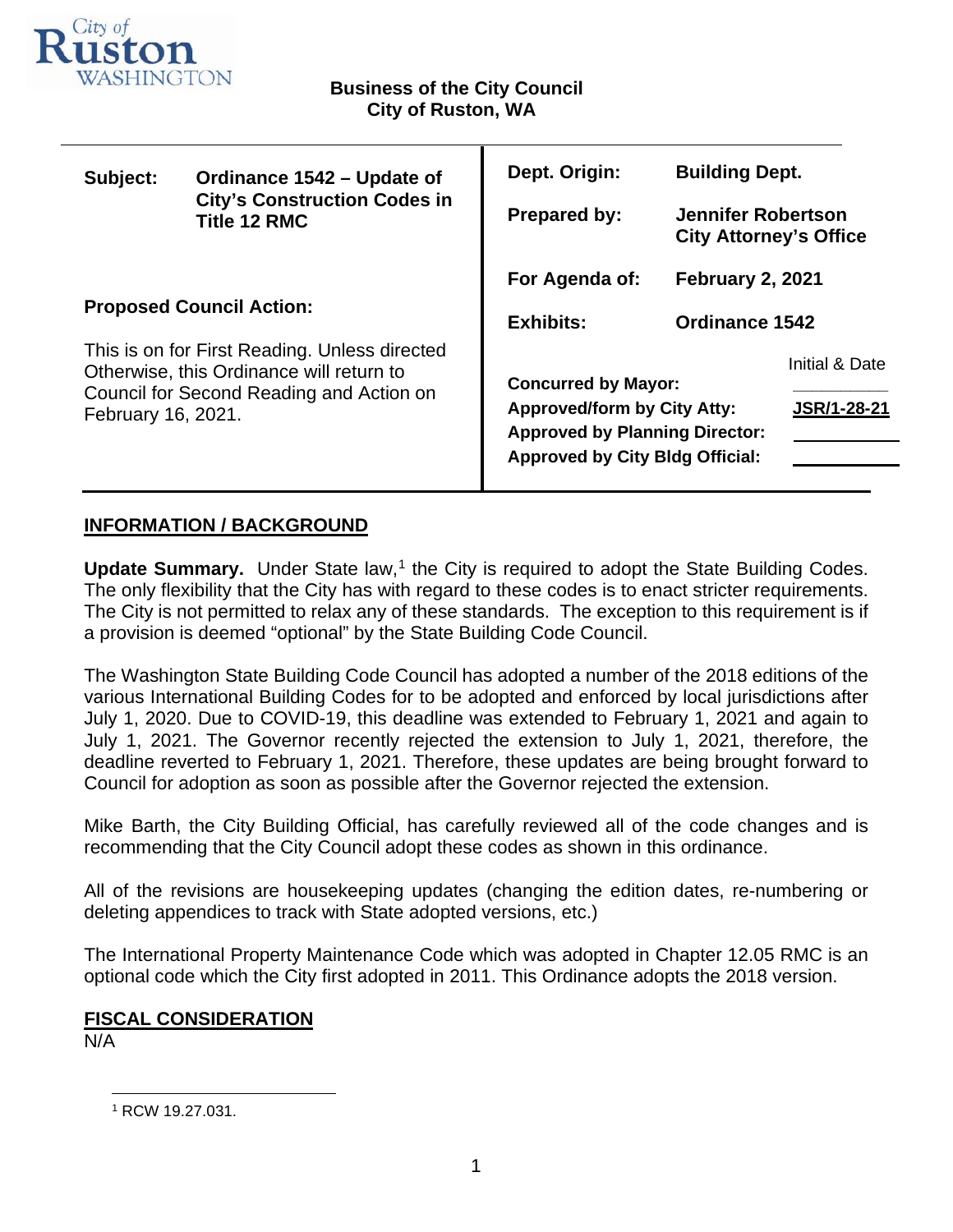City of Ruston WASHINGTON

**Business of the City Council**
**City of Ruston, WA**

| | | | |
|---|---|---|---|
| **Subject:** | **Ordinance 1542 – Update of City's Construction Codes in Title 12 RMC** | **Dept. Origin:** | **Building Dept.** |
| | | **Prepared by:** | **Jennifer Robertson City Attorney's Office** |
| | | **For Agenda of:** | **February 2, 2021** |
| | | **Exhibits:** | **Ordinance 1542** |

**Proposed Council Action:**

This is on for First Reading. Unless directed Otherwise, this Ordinance will return to Council for Second Reading and Action on February 16, 2021.

| | Initial & Date |
|---|---|
| **Concurred by Mayor:** | |
| **Approved/form by City Atty:** | **JSR/1-28-21** |
| **Approved by Planning Director:** | |
| **Approved by City Bldg Official:** | |

## INFORMATION / BACKGROUND

**Update Summary.** Under State law,[1] the City is required to adopt the State Building Codes. The only flexibility that the City has with regard to these codes is to enact stricter requirements. The City is not permitted to relax any of these standards. The exception to this requirement is if a provision is deemed "optional" by the State Building Code Council.

The Washington State Building Code Council has adopted a number of the 2018 editions of the various International Building Codes for to be adopted and enforced by local jurisdictions after July 1, 2020. Due to COVID-19, this deadline was extended to February 1, 2021 and again to July 1, 2021. The Governor recently rejected the extension to July 1, 2021, therefore, the deadline reverted to February 1, 2021. Therefore, these updates are being brought forward to Council for adoption as soon as possible after the Governor rejected the extension.

Mike Barth, the City Building Official, has carefully reviewed all of the code changes and is recommending that the City Council adopt these codes as shown in this ordinance.

All of the revisions are housekeeping updates (changing the edition dates, re-numbering or deleting appendices to track with State adopted versions, etc.)

The International Property Maintenance Code which was adopted in Chapter 12.05 RMC is an optional code which the City first adopted in 2011. This Ordinance adopts the 2018 version.

## FISCAL CONSIDERATION

N/A

---

[1] RCW 19.27.031.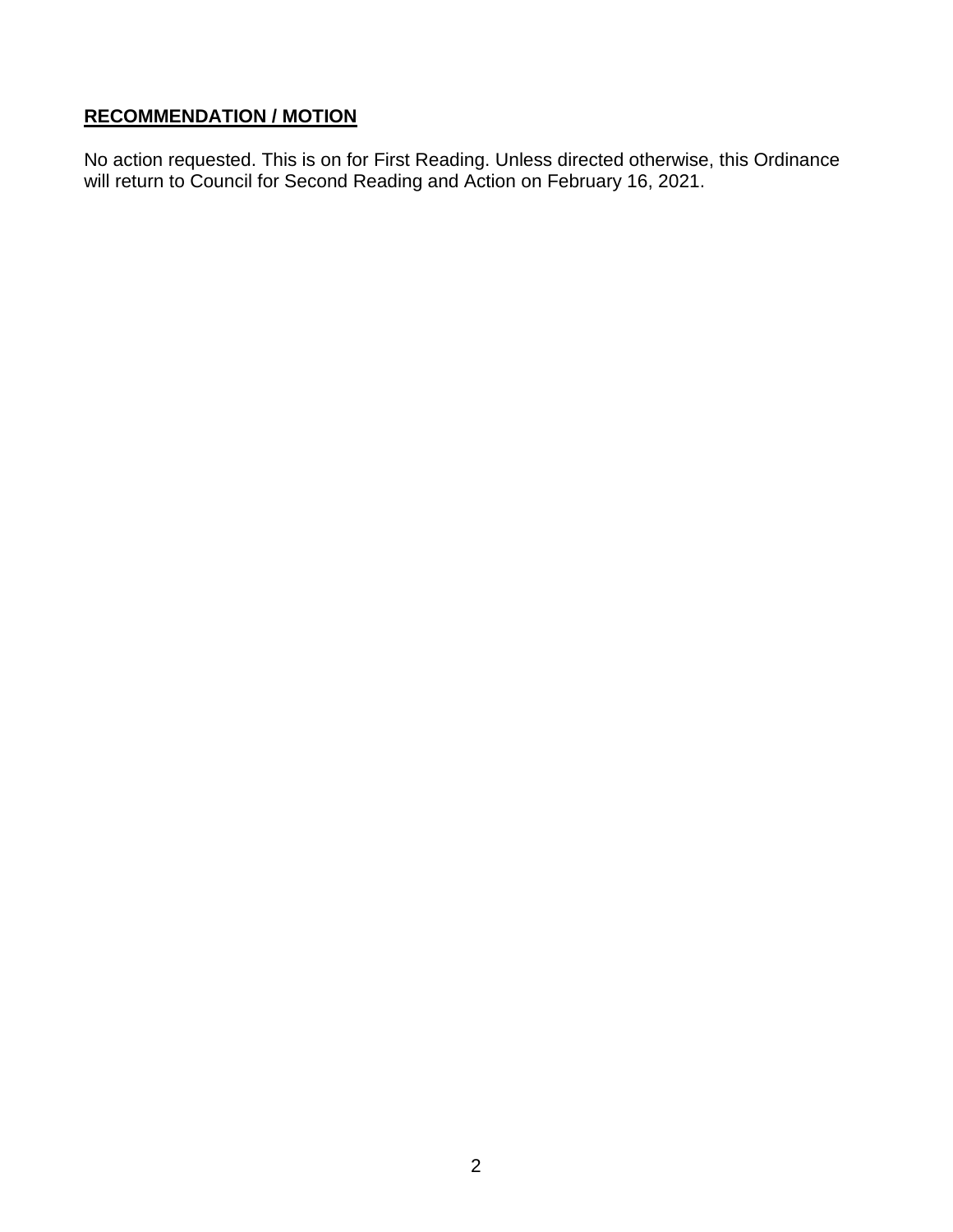## **RECOMMENDATION / MOTION**

No action requested. This is on for First Reading. Unless directed otherwise, this Ordinance will return to Council for Second Reading and Action on February 16, 2021.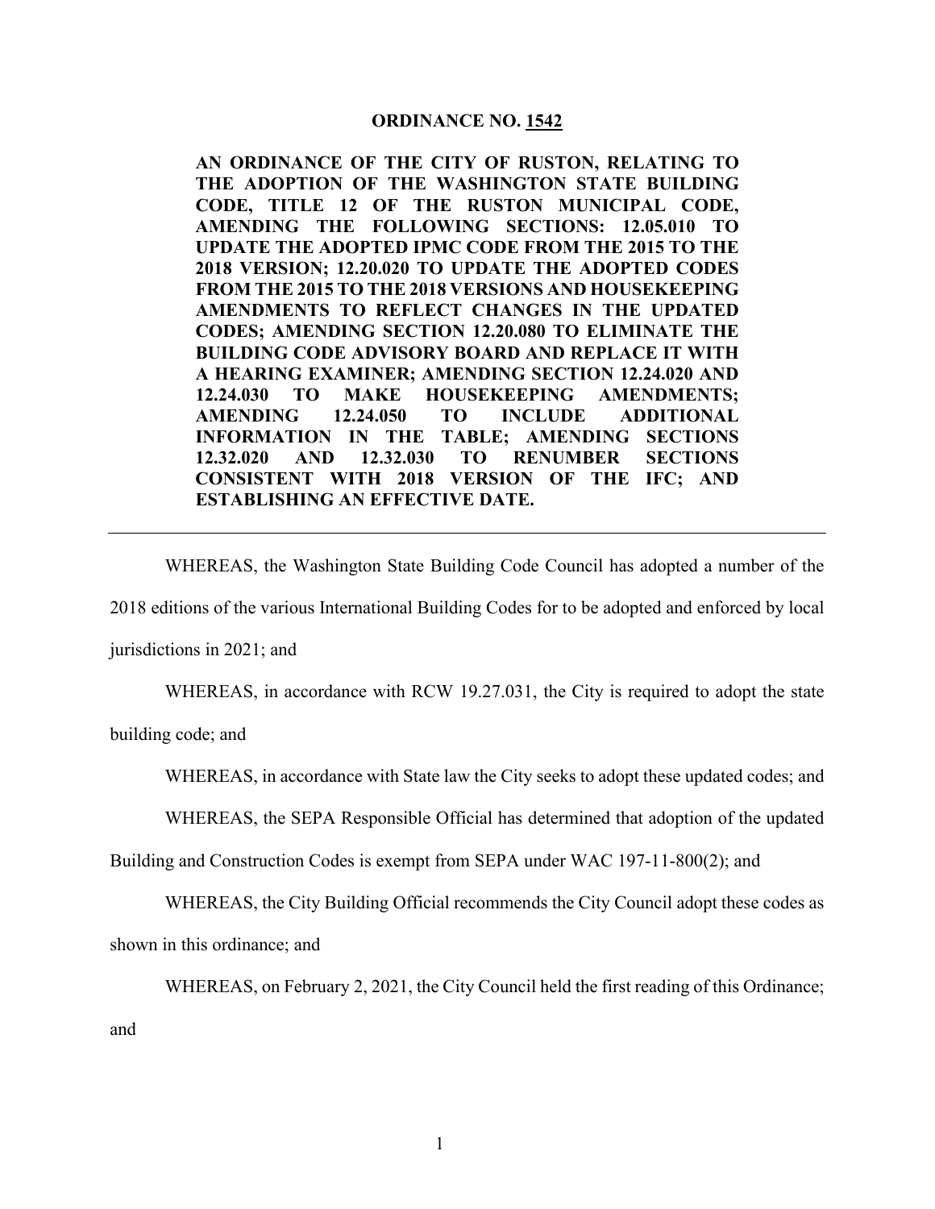# ORDINANCE NO. 1542

**AN ORDINANCE OF THE CITY OF RUSTON, RELATING TO THE ADOPTION OF THE WASHINGTON STATE BUILDING CODE, TITLE 12 OF THE RUSTON MUNICIPAL CODE, AMENDING THE FOLLOWING SECTIONS: 12.05.010 TO UPDATE THE ADOPTED IPMC CODE FROM THE 2015 TO THE 2018 VERSION; 12.20.020 TO UPDATE THE ADOPTED CODES FROM THE 2015 TO THE 2018 VERSIONS AND HOUSEKEEPING AMENDMENTS TO REFLECT CHANGES IN THE UPDATED CODES; AMENDING SECTION 12.20.080 TO ELIMINATE THE BUILDING CODE ADVISORY BOARD AND REPLACE IT WITH A HEARING EXAMINER; AMENDING SECTION 12.24.020 AND 12.24.030 TO MAKE HOUSEKEEPING AMENDMENTS; AMENDING 12.24.050 TO INCLUDE ADDITIONAL INFORMATION IN THE TABLE; AMENDING SECTIONS 12.32.020 AND 12.32.030 TO RENUMBER SECTIONS CONSISTENT WITH 2018 VERSION OF THE IFC; AND ESTABLISHING AN EFFECTIVE DATE.**

---

WHEREAS, the Washington State Building Code Council has adopted a number of the 2018 editions of the various International Building Codes for to be adopted and enforced by local jurisdictions in 2021; and

WHEREAS, in accordance with RCW 19.27.031, the City is required to adopt the state building code; and

WHEREAS, in accordance with State law the City seeks to adopt these updated codes; and

WHEREAS, the SEPA Responsible Official has determined that adoption of the updated Building and Construction Codes is exempt from SEPA under WAC 197-11-800(2); and

WHEREAS, the City Building Official recommends the City Council adopt these codes as shown in this ordinance; and

WHEREAS, on February 2, 2021, the City Council held the first reading of this Ordinance; and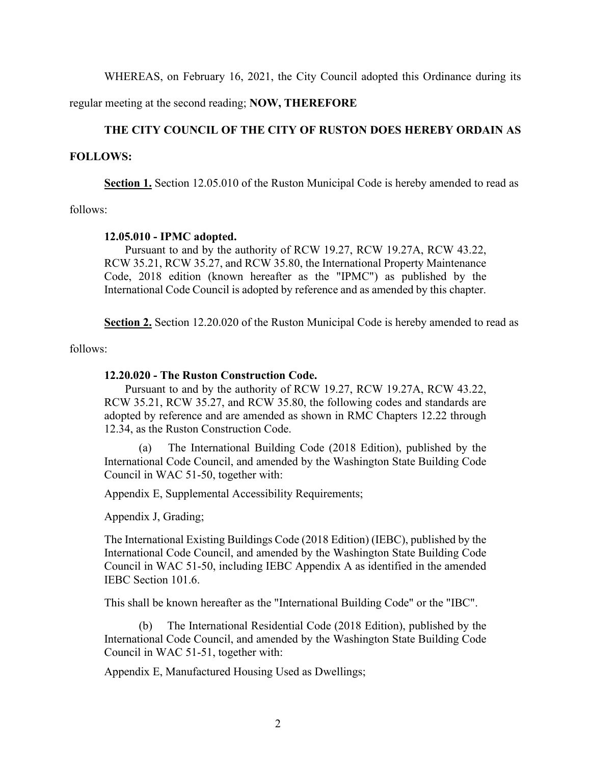WHEREAS, on February 16, 2021, the City Council adopted this Ordinance during its regular meeting at the second reading; **NOW, THEREFORE**

**THE CITY COUNCIL OF THE CITY OF RUSTON DOES HEREBY ORDAIN AS FOLLOWS:**

**Section 1.** Section 12.05.010 of the Ruston Municipal Code is hereby amended to read as follows:

> **12.05.010 - IPMC adopted.**
>
> Pursuant to and by the authority of RCW 19.27, RCW 19.27A, RCW 43.22, RCW 35.21, RCW 35.27, and RCW 35.80, the International Property Maintenance Code, 2018 edition (known hereafter as the "IPMC") as published by the International Code Council is adopted by reference and as amended by this chapter.

**Section 2.** Section 12.20.020 of the Ruston Municipal Code is hereby amended to read as follows:

> **12.20.020 - The Ruston Construction Code.**
>
> Pursuant to and by the authority of RCW 19.27, RCW 19.27A, RCW 43.22, RCW 35.21, RCW 35.27, and RCW 35.80, the following codes and standards are adopted by reference and are amended as shown in RMC Chapters 12.22 through 12.34, as the Ruston Construction Code.
>
> (a) The International Building Code (2018 Edition), published by the International Code Council, and amended by the Washington State Building Code Council in WAC 51-50, together with:
>
> Appendix E, Supplemental Accessibility Requirements;
>
> Appendix J, Grading;
>
> The International Existing Buildings Code (2018 Edition) (IEBC), published by the International Code Council, and amended by the Washington State Building Code Council in WAC 51-50, including IEBC Appendix A as identified in the amended IEBC Section 101.6.
>
> This shall be known hereafter as the "International Building Code" or the "IBC".
>
> (b) The International Residential Code (2018 Edition), published by the International Code Council, and amended by the Washington State Building Code Council in WAC 51-51, together with:
>
> Appendix E, Manufactured Housing Used as Dwellings;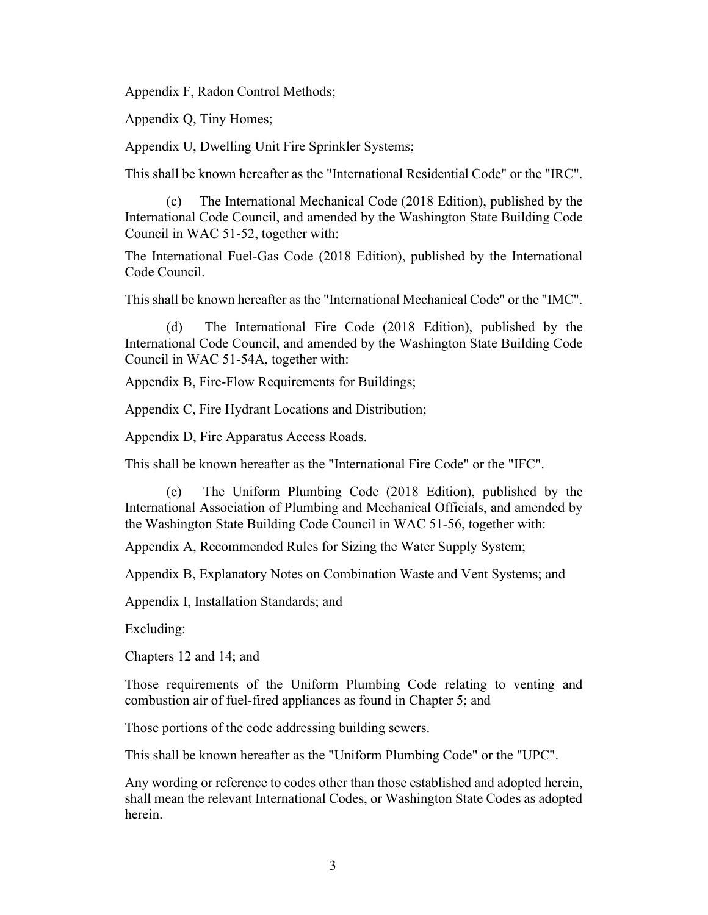Appendix F, Radon Control Methods;

Appendix Q, Tiny Homes;

Appendix U, Dwelling Unit Fire Sprinkler Systems;

This shall be known hereafter as the "International Residential Code" or the "IRC".

(c) The International Mechanical Code (2018 Edition), published by the International Code Council, and amended by the Washington State Building Code Council in WAC 51-52, together with:

The International Fuel-Gas Code (2018 Edition), published by the International Code Council.

This shall be known hereafter as the "International Mechanical Code" or the "IMC".

(d) The International Fire Code (2018 Edition), published by the International Code Council, and amended by the Washington State Building Code Council in WAC 51-54A, together with:

Appendix B, Fire-Flow Requirements for Buildings;

Appendix C, Fire Hydrant Locations and Distribution;

Appendix D, Fire Apparatus Access Roads.

This shall be known hereafter as the "International Fire Code" or the "IFC".

(e) The Uniform Plumbing Code (2018 Edition), published by the International Association of Plumbing and Mechanical Officials, and amended by the Washington State Building Code Council in WAC 51-56, together with:

Appendix A, Recommended Rules for Sizing the Water Supply System;

Appendix B, Explanatory Notes on Combination Waste and Vent Systems; and

Appendix I, Installation Standards; and

Excluding:

Chapters 12 and 14; and

Those requirements of the Uniform Plumbing Code relating to venting and combustion air of fuel-fired appliances as found in Chapter 5; and

Those portions of the code addressing building sewers.

This shall be known hereafter as the "Uniform Plumbing Code" or the "UPC".

Any wording or reference to codes other than those established and adopted herein, shall mean the relevant International Codes, or Washington State Codes as adopted herein.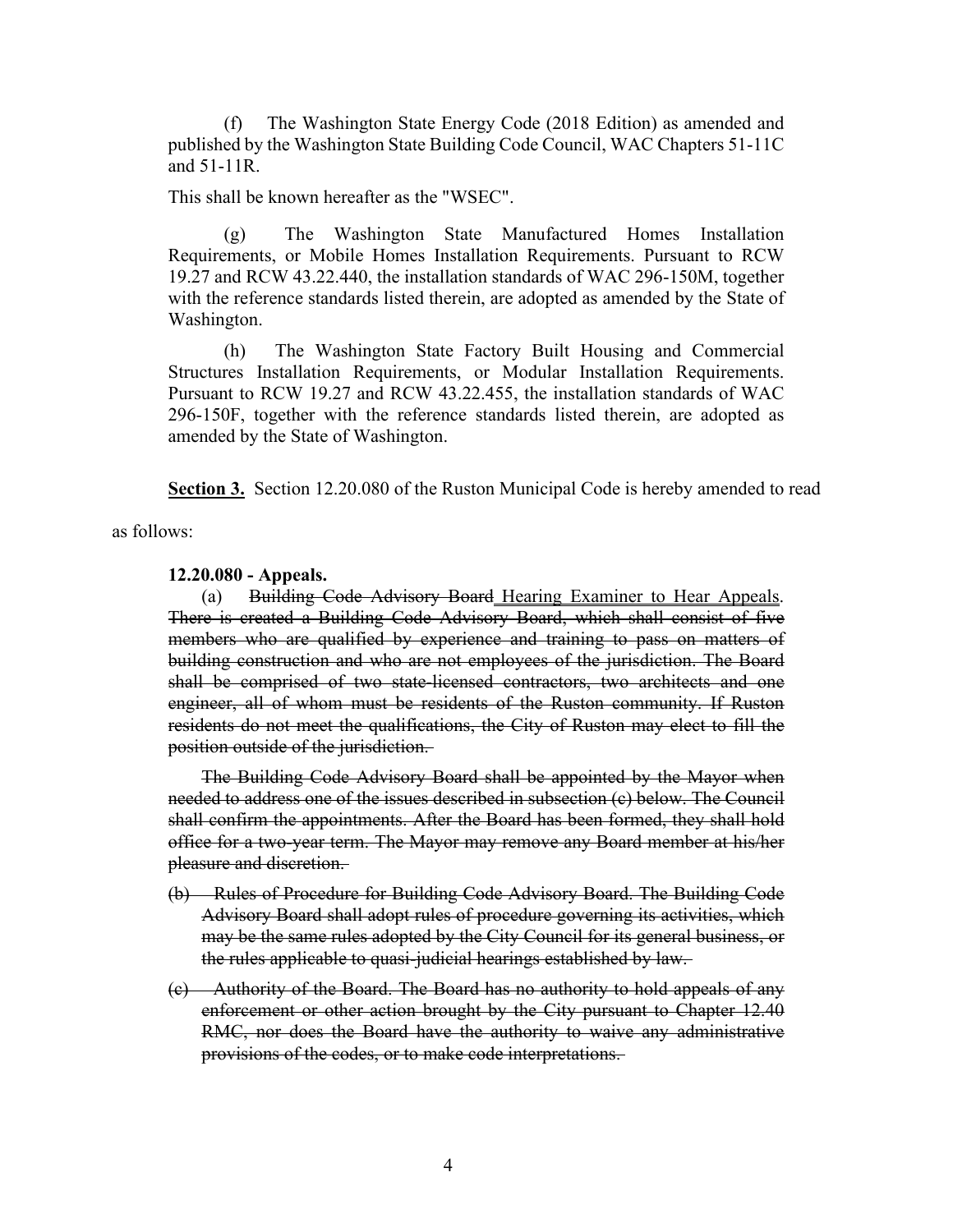(f) The Washington State Energy Code (2018 Edition) as amended and published by the Washington State Building Code Council, WAC Chapters 51-11C and 51-11R.

This shall be known hereafter as the "WSEC".

(g) The Washington State Manufactured Homes Installation Requirements, or Mobile Homes Installation Requirements. Pursuant to RCW 19.27 and RCW 43.22.440, the installation standards of WAC 296-150M, together with the reference standards listed therein, are adopted as amended by the State of Washington.

(h) The Washington State Factory Built Housing and Commercial Structures Installation Requirements, or Modular Installation Requirements. Pursuant to RCW 19.27 and RCW 43.22.455, the installation standards of WAC 296-150F, together with the reference standards listed therein, are adopted as amended by the State of Washington.

**Section 3.** Section 12.20.080 of the Ruston Municipal Code is hereby amended to read as follows:

**12.20.080 - Appeals.**

(a) ~~Building Code Advisory Board~~ <u>Hearing Examiner to Hear Appeals</u>. ~~There is created a Building Code Advisory Board, which shall consist of five members who are qualified by experience and training to pass on matters of building construction and who are not employees of the jurisdiction. The Board shall be comprised of two state-licensed contractors, two architects and one engineer, all of whom must be residents of the Ruston community. If Ruston residents do not meet the qualifications, the City of Ruston may elect to fill the position outside of the jurisdiction.~~

~~The Building Code Advisory Board shall be appointed by the Mayor when needed to address one of the issues described in subsection (c) below. The Council shall confirm the appointments. After the Board has been formed, they shall hold office for a two-year term. The Mayor may remove any Board member at his/her pleasure and discretion.~~

~~(b) Rules of Procedure for Building Code Advisory Board. The Building Code Advisory Board shall adopt rules of procedure governing its activities, which may be the same rules adopted by the City Council for its general business, or the rules applicable to quasi-judicial hearings established by law.~~

~~(c) Authority of the Board. The Board has no authority to hold appeals of any enforcement or other action brought by the City pursuant to Chapter 12.40 RMC, nor does the Board have the authority to waive any administrative provisions of the codes, or to make code interpretations.~~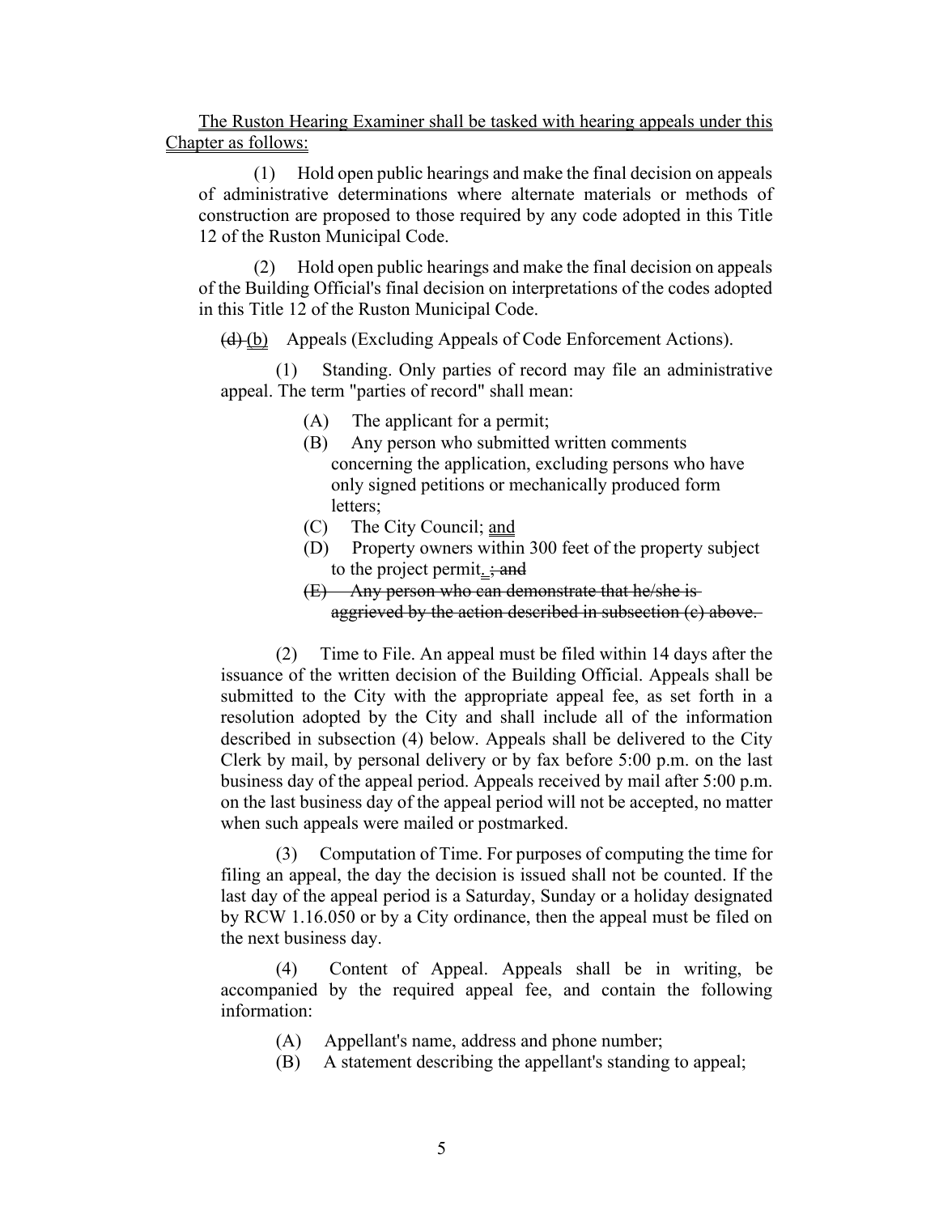The Ruston Hearing Examiner shall be tasked with hearing appeals under this Chapter as follows:

(1) Hold open public hearings and make the final decision on appeals of administrative determinations where alternate materials or methods of construction are proposed to those required by any code adopted in this Title 12 of the Ruston Municipal Code.

(2) Hold open public hearings and make the final decision on appeals of the Building Official's final decision on interpretations of the codes adopted in this Title 12 of the Ruston Municipal Code.

~~(d)~~ (b) Appeals (Excluding Appeals of Code Enforcement Actions).

(1) Standing. Only parties of record may file an administrative appeal. The term "parties of record" shall mean:

(A) The applicant for a permit;

(B) Any person who submitted written comments concerning the application, excluding persons who have only signed petitions or mechanically produced form letters;

(C) The City Council; and

(D) Property owners within 300 feet of the property subject to the project permit. ~~; and~~

~~(E) Any person who can demonstrate that he/she is aggrieved by the action described in subsection (c) above.~~

(2) Time to File. An appeal must be filed within 14 days after the issuance of the written decision of the Building Official. Appeals shall be submitted to the City with the appropriate appeal fee, as set forth in a resolution adopted by the City and shall include all of the information described in subsection (4) below. Appeals shall be delivered to the City Clerk by mail, by personal delivery or by fax before 5:00 p.m. on the last business day of the appeal period. Appeals received by mail after 5:00 p.m. on the last business day of the appeal period will not be accepted, no matter when such appeals were mailed or postmarked.

(3) Computation of Time. For purposes of computing the time for filing an appeal, the day the decision is issued shall not be counted. If the last day of the appeal period is a Saturday, Sunday or a holiday designated by RCW 1.16.050 or by a City ordinance, then the appeal must be filed on the next business day.

(4) Content of Appeal. Appeals shall be in writing, be accompanied by the required appeal fee, and contain the following information:

(A) Appellant's name, address and phone number;

(B) A statement describing the appellant's standing to appeal;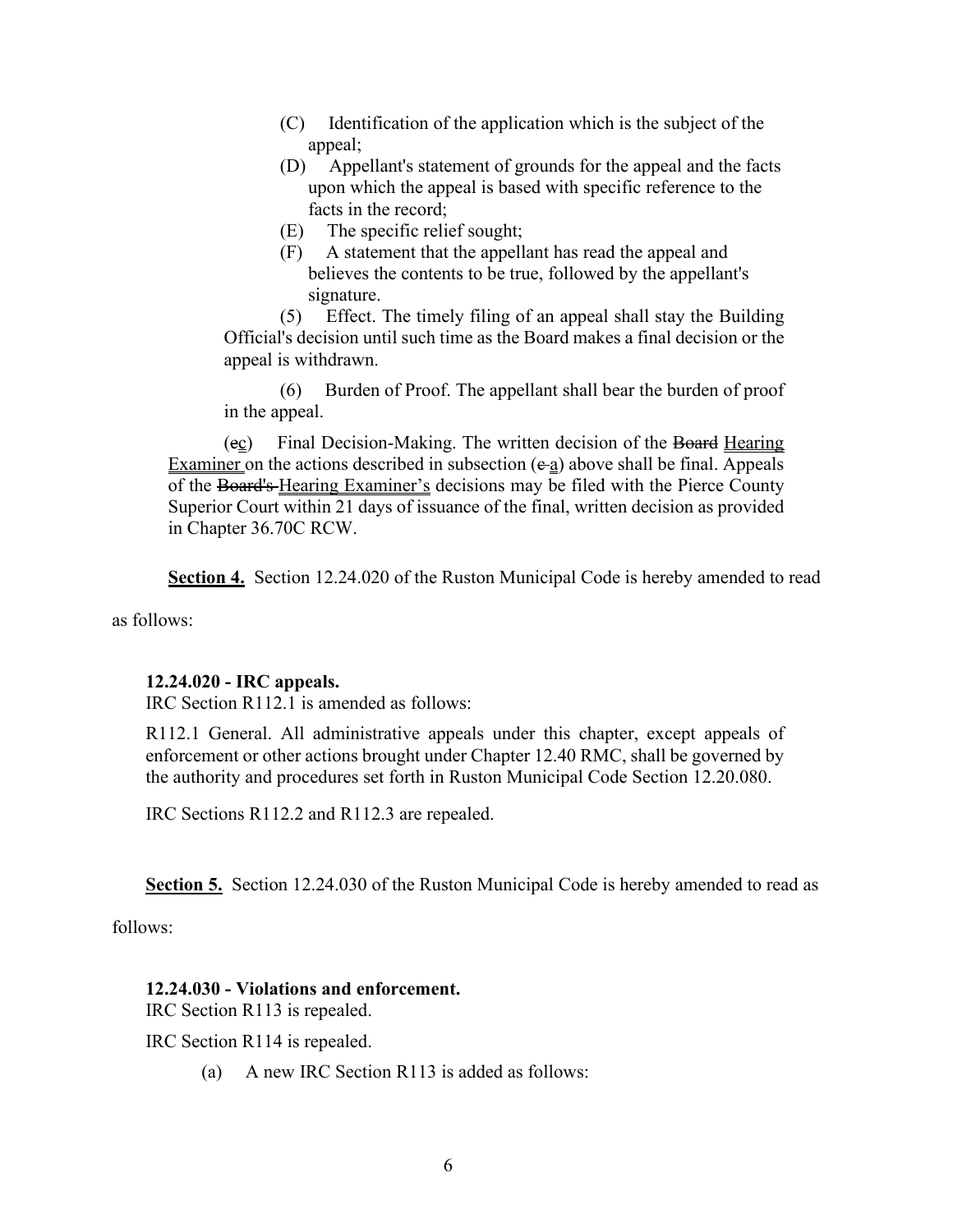(C) Identification of the application which is the subject of the appeal;

(D) Appellant's statement of grounds for the appeal and the facts upon which the appeal is based with specific reference to the facts in the record;

(E) The specific relief sought;

(F) A statement that the appellant has read the appeal and believes the contents to be true, followed by the appellant's signature.

(5) Effect. The timely filing of an appeal shall stay the Building Official's decision until such time as the Board makes a final decision or the appeal is withdrawn.

(6) Burden of Proof. The appellant shall bear the burden of proof in the appeal.

(~~e~~c) Final Decision-Making. The written decision of the ~~Board~~ Hearing Examiner on the actions described in subsection (~~c~~ a) above shall be final. Appeals of the ~~Board's~~ Hearing Examiner's decisions may be filed with the Pierce County Superior Court within 21 days of issuance of the final, written decision as provided in Chapter 36.70C RCW.

**Section 4.** Section 12.24.020 of the Ruston Municipal Code is hereby amended to read as follows:

**12.24.020 - IRC appeals.**

IRC Section R112.1 is amended as follows:

R112.1 General. All administrative appeals under this chapter, except appeals of enforcement or other actions brought under Chapter 12.40 RMC, shall be governed by the authority and procedures set forth in Ruston Municipal Code Section 12.20.080.

IRC Sections R112.2 and R112.3 are repealed.

**Section 5.** Section 12.24.030 of the Ruston Municipal Code is hereby amended to read as follows:

**12.24.030 - Violations and enforcement.**

IRC Section R113 is repealed.

IRC Section R114 is repealed.

(a) A new IRC Section R113 is added as follows: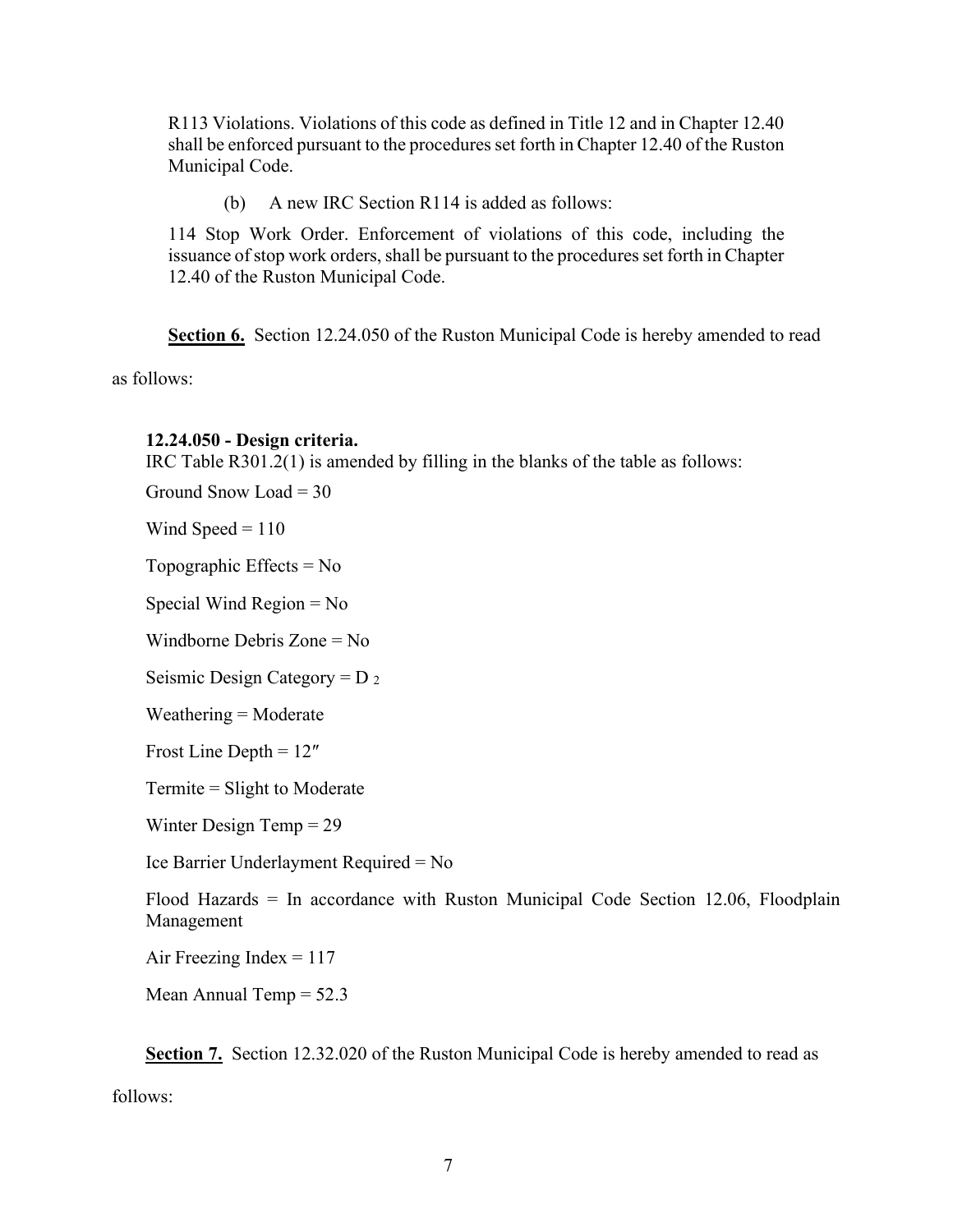R113 Violations. Violations of this code as defined in Title 12 and in Chapter 12.40 shall be enforced pursuant to the procedures set forth in Chapter 12.40 of the Ruston Municipal Code.

(b) A new IRC Section R114 is added as follows:

114 Stop Work Order. Enforcement of violations of this code, including the issuance of stop work orders, shall be pursuant to the procedures set forth in Chapter 12.40 of the Ruston Municipal Code.

**Section 6.** Section 12.24.050 of the Ruston Municipal Code is hereby amended to read as follows:

**12.24.050 - Design criteria.**

IRC Table R301.2(1) is amended by filling in the blanks of the table as follows:

Ground Snow Load = 30

Wind Speed = 110

Topographic Effects = No

Special Wind Region = No

Windborne Debris Zone = No

Seismic Design Category = $D_2$

Weathering = Moderate

Frost Line Depth = 12″

Termite = Slight to Moderate

Winter Design Temp = 29

Ice Barrier Underlayment Required = No

Flood Hazards = In accordance with Ruston Municipal Code Section 12.06, Floodplain Management

Air Freezing Index = 117

Mean Annual Temp = 52.3

**Section 7.** Section 12.32.020 of the Ruston Municipal Code is hereby amended to read as follows: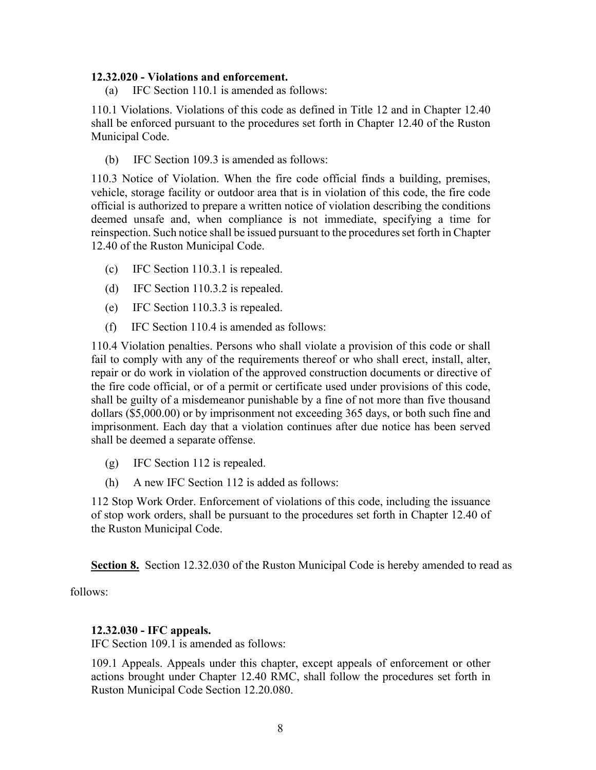**12.32.020 - Violations and enforcement.**

(a) IFC Section 110.1 is amended as follows:

110.1 Violations. Violations of this code as defined in Title 12 and in Chapter 12.40 shall be enforced pursuant to the procedures set forth in Chapter 12.40 of the Ruston Municipal Code.

(b) IFC Section 109.3 is amended as follows:

110.3 Notice of Violation. When the fire code official finds a building, premises, vehicle, storage facility or outdoor area that is in violation of this code, the fire code official is authorized to prepare a written notice of violation describing the conditions deemed unsafe and, when compliance is not immediate, specifying a time for reinspection. Such notice shall be issued pursuant to the procedures set forth in Chapter 12.40 of the Ruston Municipal Code.

(c) IFC Section 110.3.1 is repealed.

(d) IFC Section 110.3.2 is repealed.

(e) IFC Section 110.3.3 is repealed.

(f) IFC Section 110.4 is amended as follows:

110.4 Violation penalties. Persons who shall violate a provision of this code or shall fail to comply with any of the requirements thereof or who shall erect, install, alter, repair or do work in violation of the approved construction documents or directive of the fire code official, or of a permit or certificate used under provisions of this code, shall be guilty of a misdemeanor punishable by a fine of not more than five thousand dollars ($5,000.00) or by imprisonment not exceeding 365 days, or both such fine and imprisonment. Each day that a violation continues after due notice has been served shall be deemed a separate offense.

(g) IFC Section 112 is repealed.

(h) A new IFC Section 112 is added as follows:

112 Stop Work Order. Enforcement of violations of this code, including the issuance of stop work orders, shall be pursuant to the procedures set forth in Chapter 12.40 of the Ruston Municipal Code.

**Section 8.** Section 12.32.030 of the Ruston Municipal Code is hereby amended to read as follows:

**12.32.030 - IFC appeals.**

IFC Section 109.1 is amended as follows:

109.1 Appeals. Appeals under this chapter, except appeals of enforcement or other actions brought under Chapter 12.40 RMC, shall follow the procedures set forth in Ruston Municipal Code Section 12.20.080.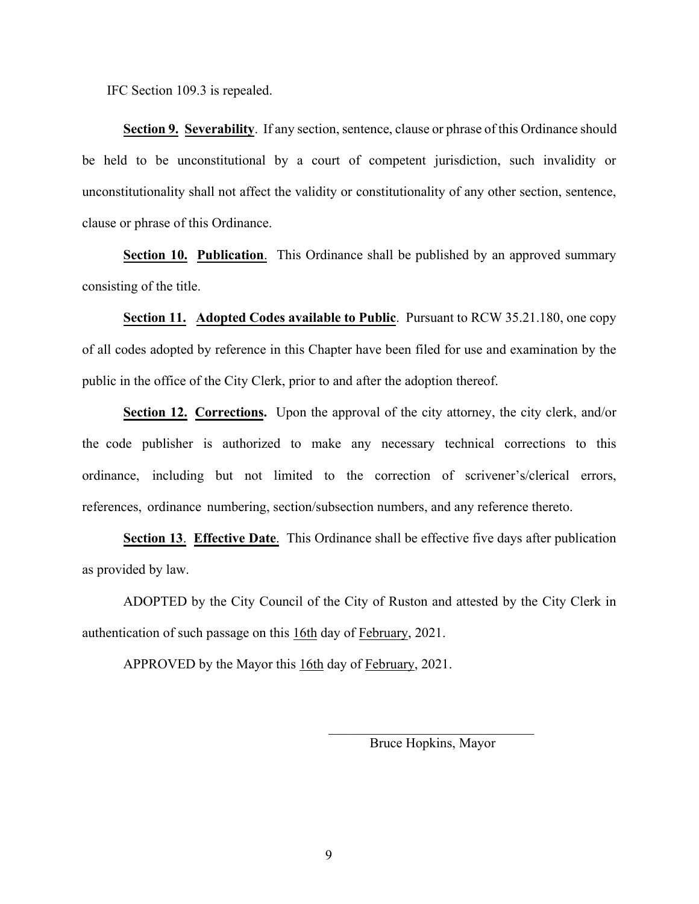IFC Section 109.3 is repealed.

**Section 9. Severability**. If any section, sentence, clause or phrase of this Ordinance should be held to be unconstitutional by a court of competent jurisdiction, such invalidity or unconstitutionality shall not affect the validity or constitutionality of any other section, sentence, clause or phrase of this Ordinance.

**Section 10. Publication**. This Ordinance shall be published by an approved summary consisting of the title.

**Section 11. Adopted Codes available to Public**. Pursuant to RCW 35.21.180, one copy of all codes adopted by reference in this Chapter have been filed for use and examination by the public in the office of the City Clerk, prior to and after the adoption thereof.

**Section 12. Corrections.** Upon the approval of the city attorney, the city clerk, and/or the code publisher is authorized to make any necessary technical corrections to this ordinance, including but not limited to the correction of scrivener's/clerical errors, references, ordinance numbering, section/subsection numbers, and any reference thereto.

**Section 13**. **Effective Date**. This Ordinance shall be effective five days after publication as provided by law.

ADOPTED by the City Council of the City of Ruston and attested by the City Clerk in authentication of such passage on this 16th day of February, 2021.

APPROVED by the Mayor this 16th day of February, 2021.

\_\_\_\_\_\_\_\_\_\_\_\_\_\_\_\_\_\_\_\_\_\_\_\_\_\_\_\_\_\_
Bruce Hopkins, Mayor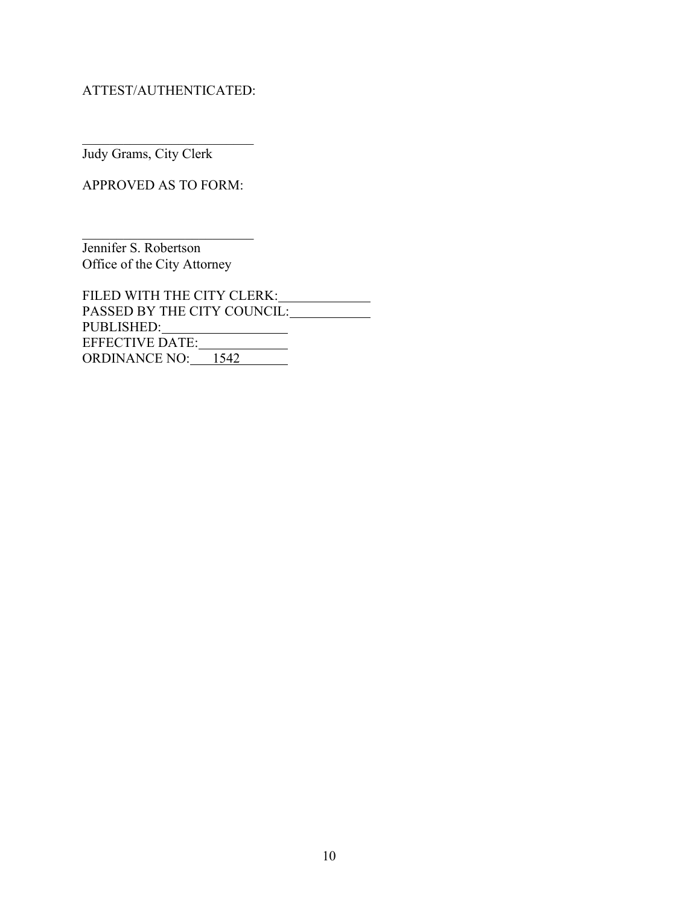ATTEST/AUTHENTICATED:

\_\_\_\_\_\_\_\_\_\_\_\_\_\_\_\_\_\_\_\_\_\_\_\_\_\_

Judy Grams, City Clerk

APPROVED AS TO FORM:

\_\_\_\_\_\_\_\_\_\_\_\_\_\_\_\_\_\_\_\_\_\_\_\_\_\_

Jennifer S. Robertson
Office of the City Attorney

FILED WITH THE CITY CLERK: \_\_\_\_\_\_\_\_\_\_\_\_
PASSED BY THE CITY COUNCIL: \_\_\_\_\_\_\_\_\_\_\_\_
PUBLISHED: \_\_\_\_\_\_\_\_\_\_\_\_
EFFECTIVE DATE: \_\_\_\_\_\_\_\_\_\_\_\_
ORDINANCE NO: 1542